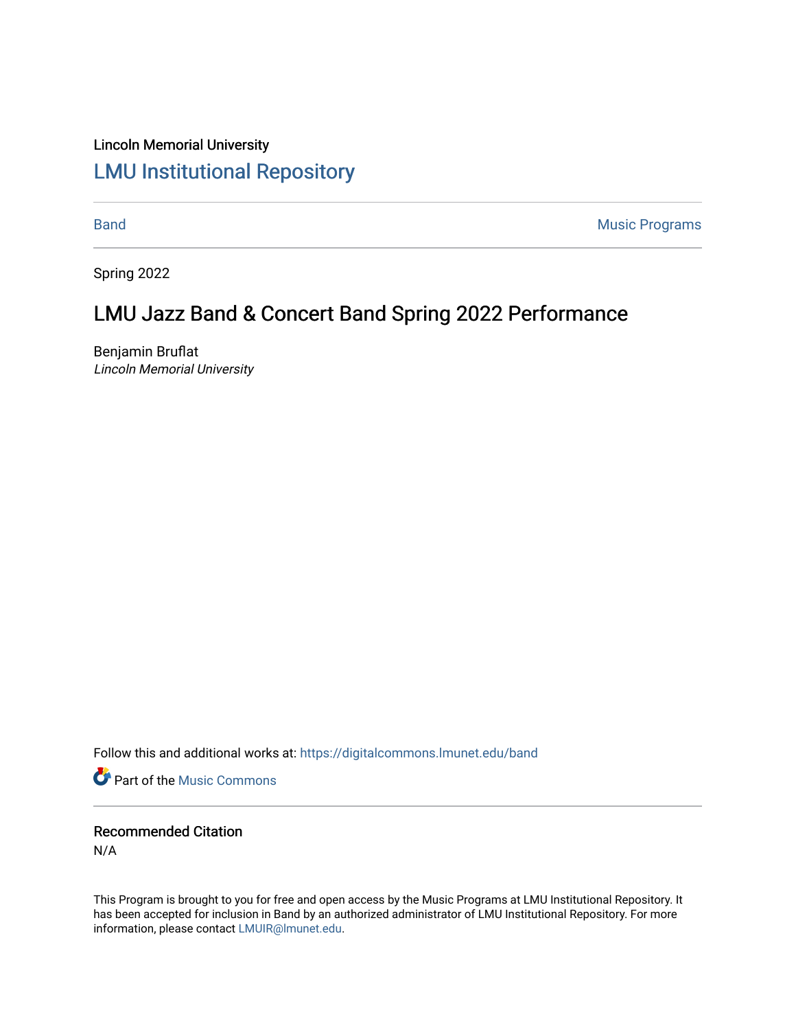Lincoln Memorial University

## LMU Institutional Repository

Band | Music Programs

Spring 2022

# LMU Jazz Band & Concert Band Spring 2022 Performance

Benjamin Bruflat
*Lincoln Memorial University*

Follow this and additional works at: https://digitalcommons.lmunet.edu/band

Part of the Music Commons

### Recommended Citation

N/A

This Program is brought to you for free and open access by the Music Programs at LMU Institutional Repository. It has been accepted for inclusion in Band by an authorized administrator of LMU Institutional Repository. For more information, please contact LMUIR@lmunet.edu.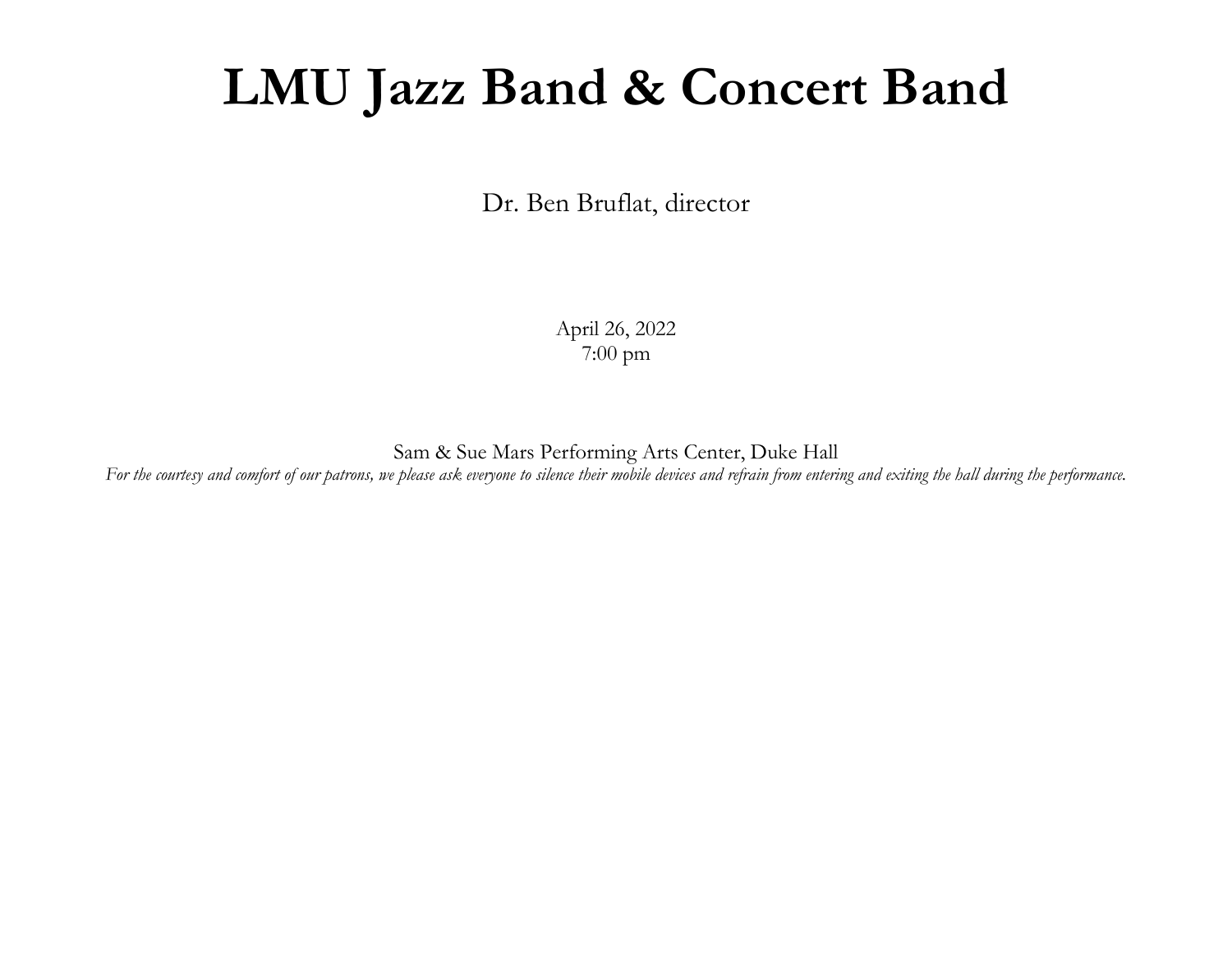# LMU Jazz Band & Concert Band

Dr. Ben Bruflat, director

April 26, 2022
7:00 pm

Sam & Sue Mars Performing Arts Center, Duke Hall

*For the courtesy and comfort of our patrons, we please ask everyone to silence their mobile devices and refrain from entering and exiting the hall during the performance.*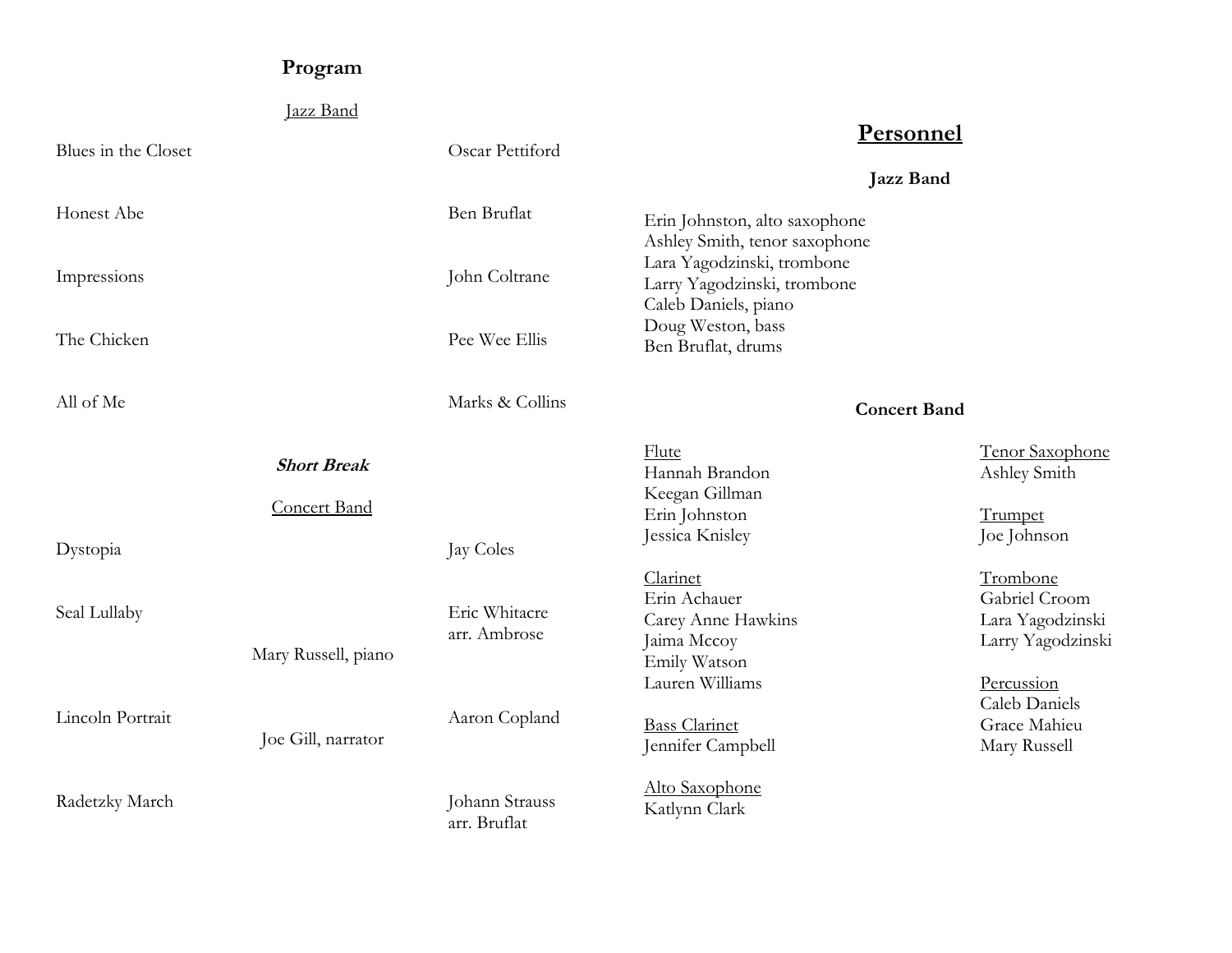## Program

Jazz Band

| | |
|---|---|
| Blues in the Closet | Oscar Pettiford |
| Honest Abe | Ben Bruflat |
| Impressions | John Coltrane |
| The Chicken | Pee Wee Ellis |
| All of Me | Marks & Collins |

***Short Break***

Concert Band

| | | |
|---|---|---|
| Dystopia | | Jay Coles |
| Seal Lullaby | Mary Russell, piano | Eric Whitacre arr. Ambrose |
| Lincoln Portrait | Joe Gill, narrator | Aaron Copland |
| Radetzky March | | Johann Strauss arr. Bruflat |

## Personnel

### Jazz Band

Erin Johnston, alto saxophone
Ashley Smith, tenor saxophone
Lara Yagodzinski, trombone
Larry Yagodzinski, trombone
Caleb Daniels, piano
Doug Weston, bass
Ben Bruflat, drums

### Concert Band

Flute
Hannah Brandon
Keegan Gillman
Erin Johnston
Jessica Knisley

Clarinet
Erin Achauer
Carey Anne Hawkins
Jaima Mccoy
Emily Watson
Lauren Williams

Bass Clarinet
Jennifer Campbell

Alto Saxophone
Katlynn Clark

Tenor Saxophone
Ashley Smith

Trumpet
Joe Johnson

Trombone
Gabriel Croom
Lara Yagodzinski
Larry Yagodzinski

Percussion
Caleb Daniels
Grace Mahieu
Mary Russell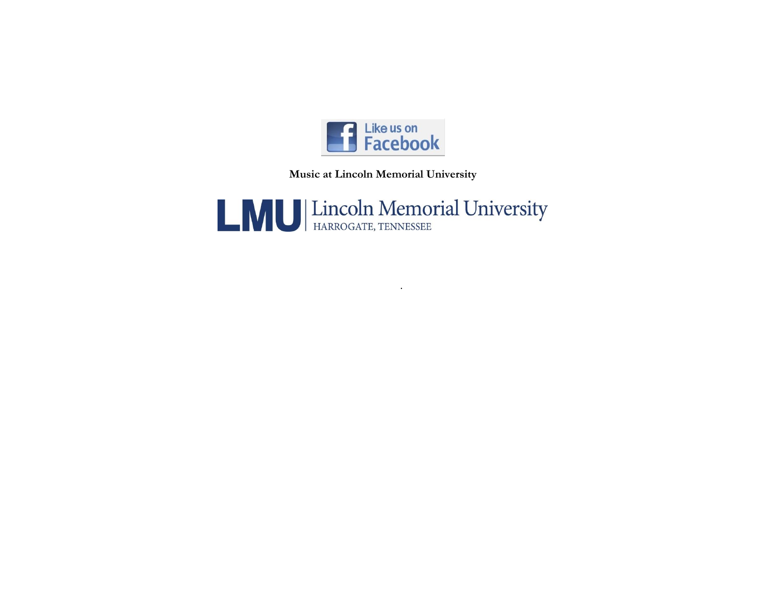Like us on Facebook

**Music at Lincoln Memorial University**

LMU | Lincoln Memorial University
HARROGATE, TENNESSEE